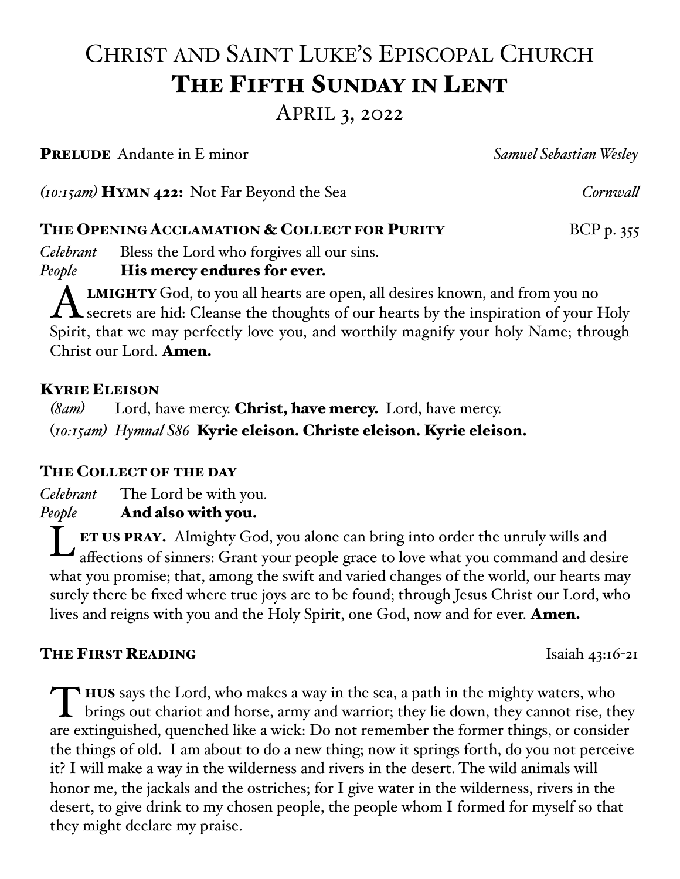# Christ and Saint Luke's Episcopal Church

## The Fifth Sunday in Lent

April 3, 2022

**Prelude** Andante in E minor *Samuel Sebastian Wesley*

*(10:15am)* **Hymn 422:** Not Far Beyond the Sea *Cornwall*

### The Opening Acclamation & Collect for Purity BCP p. 355

*Celebrant* Bless the Lord who forgives all our sins.
*People* **His mercy endures for ever.**

**Almighty** God, to you all hearts are open, all desires known, and from you no secrets are hid: Cleanse the thoughts of our hearts by the inspiration of your Holy Spirit, that we may perfectly love you, and worthily magnify your holy Name; through Christ our Lord. **Amen.**

### Kyrie Eleison

*(8am)* Lord, have mercy. **Christ, have mercy.** Lord, have mercy.
(*10:15am) Hymnal S86* **Kyrie eleison. Christe eleison. Kyrie eleison.**

### The Collect of the day

*Celebrant* The Lord be with you.
*People* **And also with you.**

**Let us pray.** Almighty God, you alone can bring into order the unruly wills and affections of sinners: Grant your people grace to love what you command and desire what you promise; that, among the swift and varied changes of the world, our hearts may surely there be fixed where true joys are to be found; through Jesus Christ our Lord, who lives and reigns with you and the Holy Spirit, one God, now and for ever. **Amen.**

### The First Reading Isaiah 43:16-21

**Thus** says the Lord, who makes a way in the sea, a path in the mighty waters, who brings out chariot and horse, army and warrior; they lie down, they cannot rise, they are extinguished, quenched like a wick: Do not remember the former things, or consider the things of old. I am about to do a new thing; now it springs forth, do you not perceive it? I will make a way in the wilderness and rivers in the desert. The wild animals will honor me, the jackals and the ostriches; for I give water in the wilderness, rivers in the desert, to give drink to my chosen people, the people whom I formed for myself so that they might declare my praise.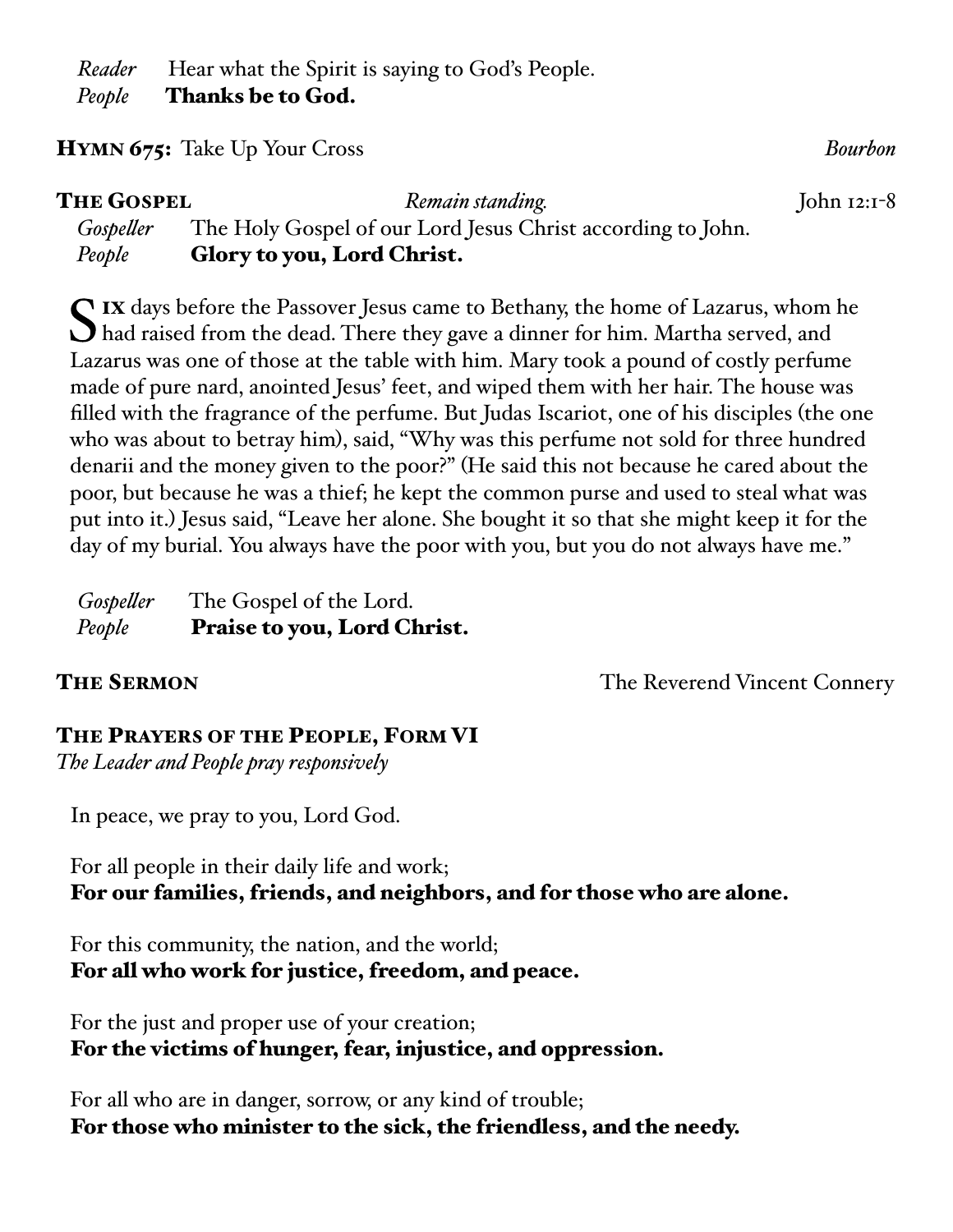*Reader* Hear what the Spirit is saying to God's People.
*People* **Thanks be to God.**

**HYMN 675:** Take Up Your Cross *Bourbon*

**THE GOSPEL** *Remain standing.* John 12:1-8

*Gospeller* The Holy Gospel of our Lord Jesus Christ according to John.
*People* **Glory to you, Lord Christ.**

SIX days before the Passover Jesus came to Bethany, the home of Lazarus, whom he had raised from the dead. There they gave a dinner for him. Martha served, and Lazarus was one of those at the table with him. Mary took a pound of costly perfume made of pure nard, anointed Jesus' feet, and wiped them with her hair. The house was filled with the fragrance of the perfume. But Judas Iscariot, one of his disciples (the one who was about to betray him), said, "Why was this perfume not sold for three hundred denarii and the money given to the poor?" (He said this not because he cared about the poor, but because he was a thief; he kept the common purse and used to steal what was put into it.) Jesus said, "Leave her alone. She bought it so that she might keep it for the day of my burial. You always have the poor with you, but you do not always have me."

*Gospeller* The Gospel of the Lord.
*People* **Praise to you, Lord Christ.**

**THE SERMON** The Reverend Vincent Connery

**THE PRAYERS OF THE PEOPLE, FORM VI**
*The Leader and People pray responsively*

In peace, we pray to you, Lord God.

For all people in their daily life and work;
**For our families, friends, and neighbors, and for those who are alone.**

For this community, the nation, and the world;
**For all who work for justice, freedom, and peace.**

For the just and proper use of your creation;
**For the victims of hunger, fear, injustice, and oppression.**

For all who are in danger, sorrow, or any kind of trouble;
**For those who minister to the sick, the friendless, and the needy.**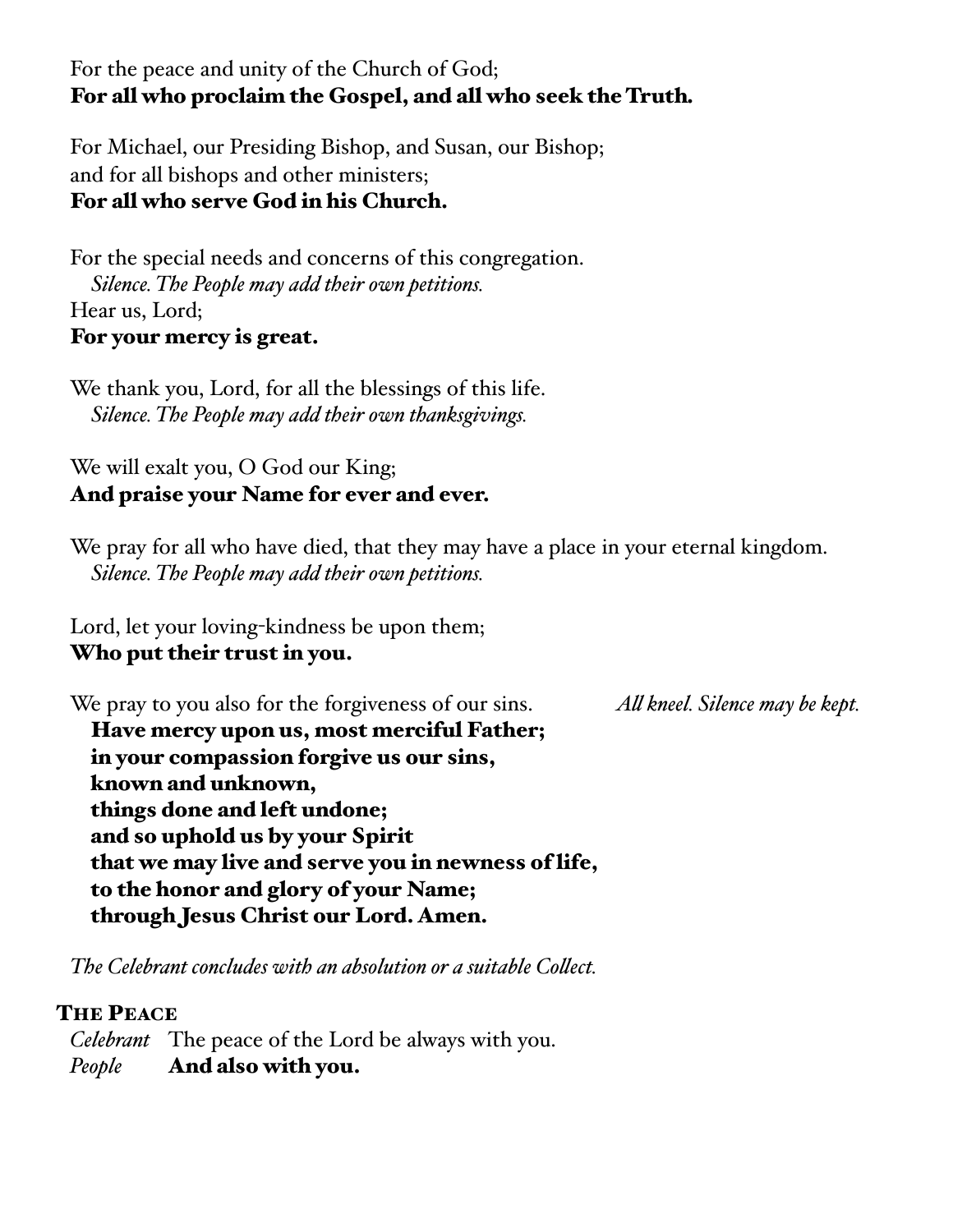For the peace and unity of the Church of God;
**For all who proclaim the Gospel, and all who seek the Truth.**

For Michael, our Presiding Bishop, and Susan, our Bishop;
and for all bishops and other ministers;
**For all who serve God in his Church.**

For the special needs and concerns of this congregation.
*Silence. The People may add their own petitions.*
Hear us, Lord;
**For your mercy is great.**

We thank you, Lord, for all the blessings of this life.
*Silence. The People may add their own thanksgivings.*

We will exalt you, O God our King;
**And praise your Name for ever and ever.**

We pray for all who have died, that they may have a place in your eternal kingdom.
*Silence. The People may add their own petitions.*

Lord, let your loving-kindness be upon them;
**Who put their trust in you.**

We pray to you also for the forgiveness of our sins. *All kneel. Silence may be kept.*
**Have mercy upon us, most merciful Father;**
**in your compassion forgive us our sins,**
**known and unknown,**
**things done and left undone;**
**and so uphold us by your Spirit**
**that we may live and serve you in newness of life,**
**to the honor and glory of your Name;**
**through Jesus Christ our Lord. Amen.**

*The Celebrant concludes with an absolution or a suitable Collect.*

## The Peace

*Celebrant* The peace of the Lord be always with you.
*People* **And also with you.**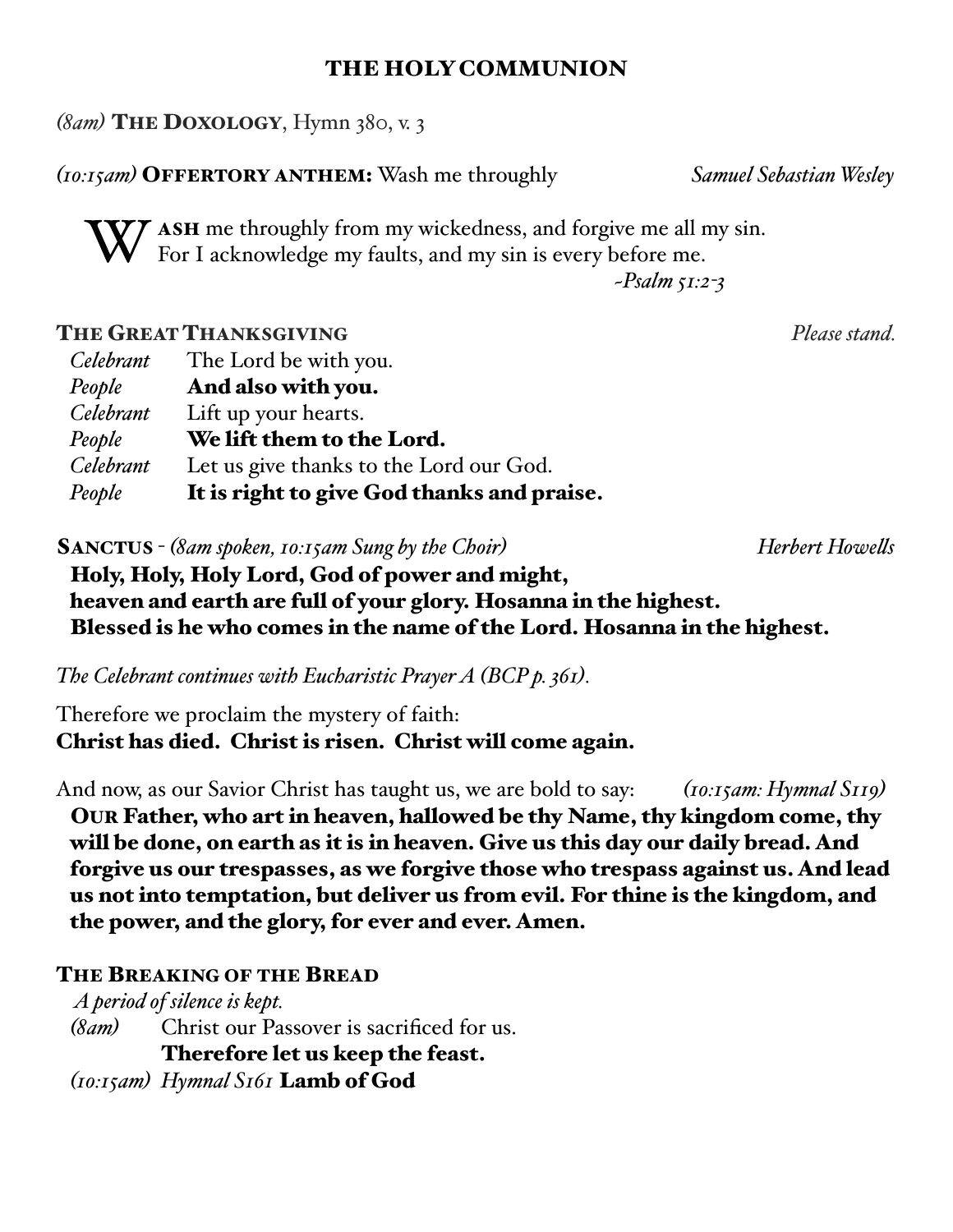## THE HOLY COMMUNION

*(8am)* **The Doxology**, Hymn 380, v. 3

*(10:15am)* **Offertory anthem:** Wash me throughly *Samuel Sebastian Wesley*

**Wash** me throughly from my wickedness, and forgive me all my sin.
For I acknowledge my faults, and my sin is every before me.
*-Psalm 51:2-3*

**The Great Thanksgiving** *Please stand.*

*Celebrant* The Lord be with you.
*People* **And also with you.**
*Celebrant* Lift up your hearts.
*People* **We lift them to the Lord.**
*Celebrant* Let us give thanks to the Lord our God.
*People* **It is right to give God thanks and praise.**

**Sanctus** - *(8am spoken, 10:15am Sung by the Choir)* *Herbert Howells*

**Holy, Holy, Holy Lord, God of power and might,**
**heaven and earth are full of your glory. Hosanna in the highest.**
**Blessed is he who comes in the name of the Lord. Hosanna in the highest.**

*The Celebrant continues with Eucharistic Prayer A (BCP p. 361).*

Therefore we proclaim the mystery of faith:
**Christ has died. Christ is risen. Christ will come again.**

And now, as our Savior Christ has taught us, we are bold to say: *(10:15am: Hymnal S119)*

**Our Father, who art in heaven, hallowed be thy Name, thy kingdom come, thy will be done, on earth as it is in heaven. Give us this day our daily bread. And forgive us our trespasses, as we forgive those who trespass against us. And lead us not into temptation, but deliver us from evil. For thine is the kingdom, and the power, and the glory, for ever and ever. Amen.**

**The Breaking of the Bread**

*A period of silence is kept.*

*(8am)* Christ our Passover is sacrificed for us.
**Therefore let us keep the feast.**

*(10:15am) Hymnal S161* **Lamb of God**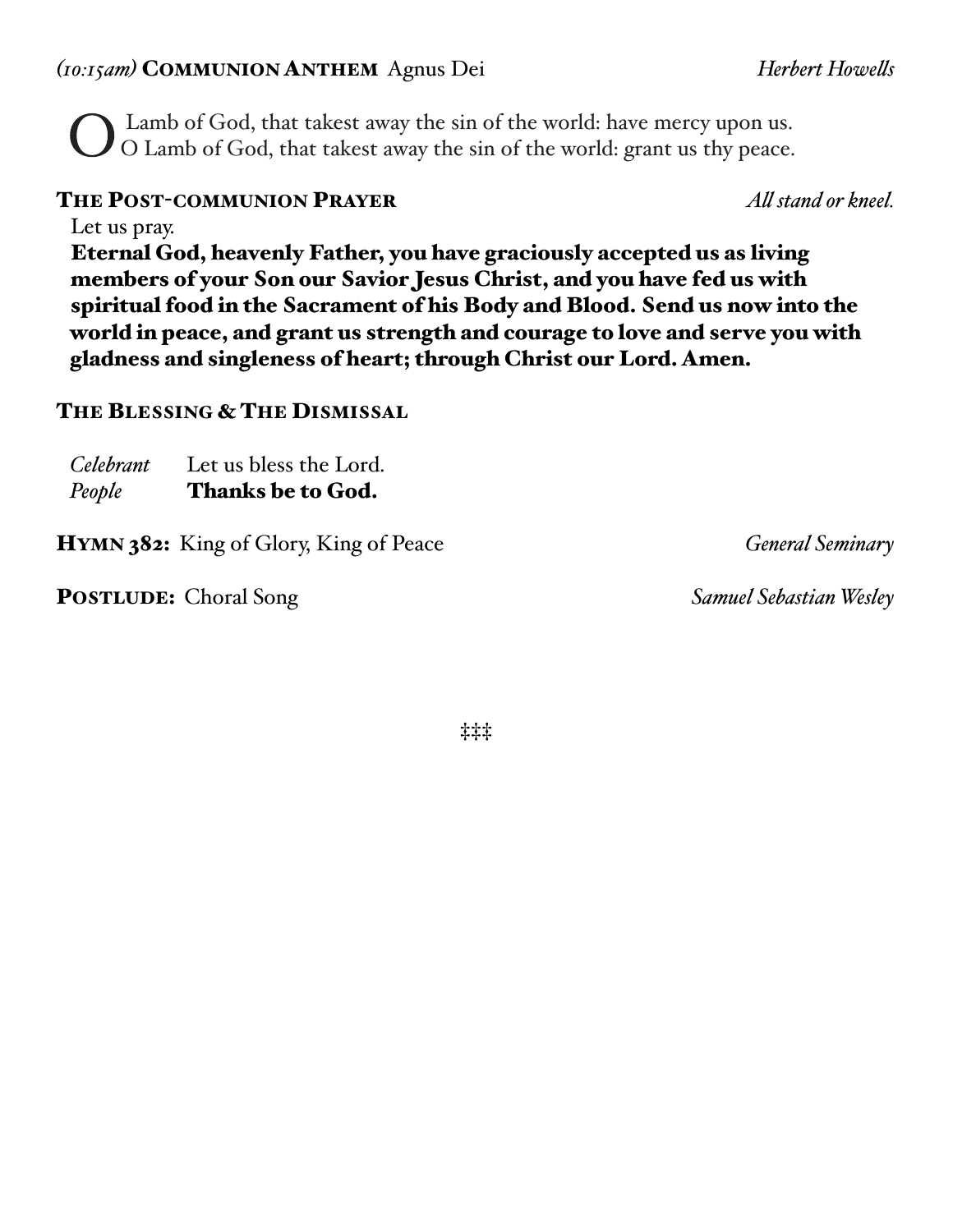*(10:15am)* **COMMUNION ANTHEM** Agnus Dei *Herbert Howells*

O Lamb of God, that takest away the sin of the world: have mercy upon us.
O Lamb of God, that takest away the sin of the world: grant us thy peace.

**THE POST-COMMUNION PRAYER** *All stand or kneel.*

Let us pray.

**Eternal God, heavenly Father, you have graciously accepted us as living members of your Son our Savior Jesus Christ, and you have fed us with spiritual food in the Sacrament of his Body and Blood. Send us now into the world in peace, and grant us strength and courage to love and serve you with gladness and singleness of heart; through Christ our Lord. Amen.**

**THE BLESSING & THE DISMISSAL**

*Celebrant* Let us bless the Lord.
*People* **Thanks be to God.**

**HYMN 382:** King of Glory, King of Peace *General Seminary*

**POSTLUDE:** Choral Song *Samuel Sebastian Wesley*

‡‡‡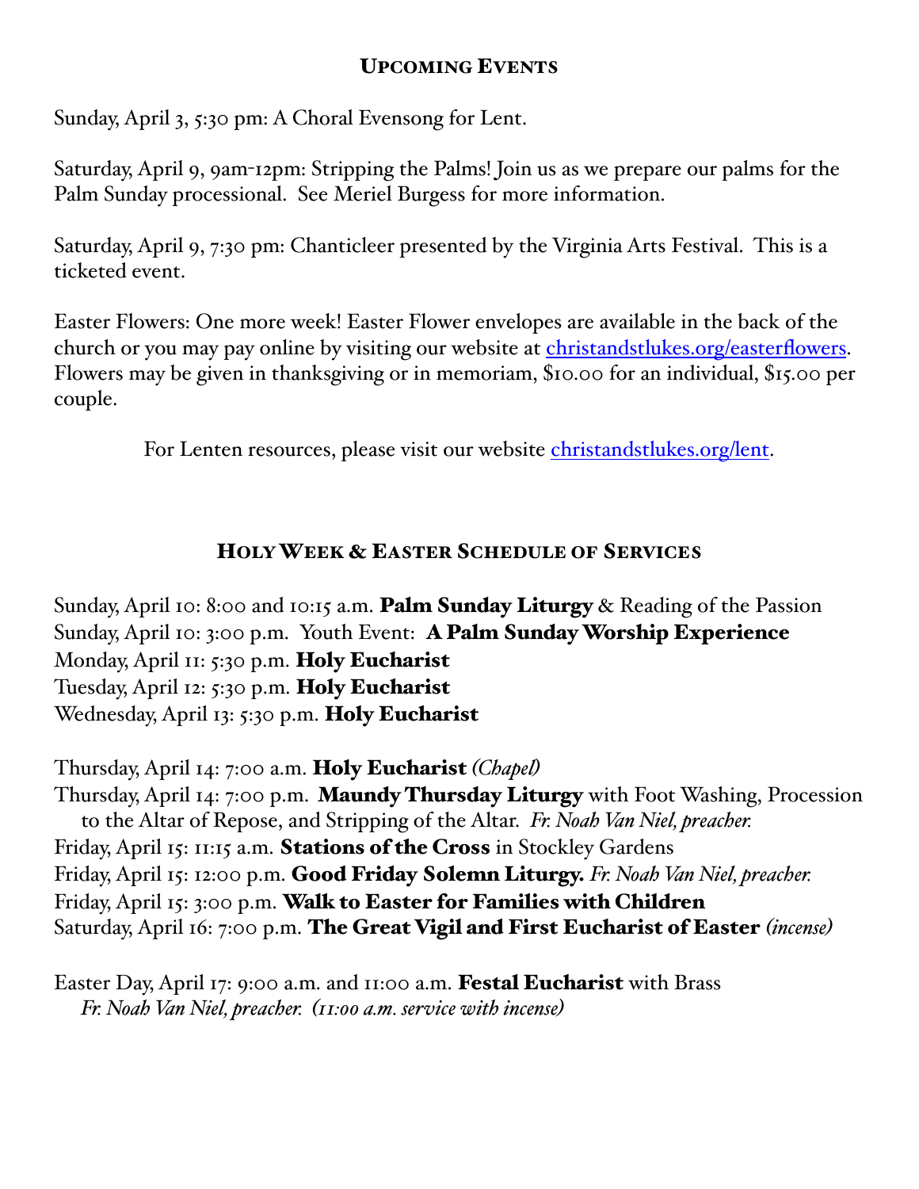## Upcoming Events

Sunday, April 3, 5:30 pm: A Choral Evensong for Lent.

Saturday, April 9, 9am-12pm: Stripping the Palms! Join us as we prepare our palms for the Palm Sunday processional. See Meriel Burgess for more information.

Saturday, April 9, 7:30 pm: Chanticleer presented by the Virginia Arts Festival. This is a ticketed event.

Easter Flowers: One more week! Easter Flower envelopes are available in the back of the church or you may pay online by visiting our website at christandstlukes.org/easterflowers. Flowers may be given in thanksgiving or in memoriam, $10.00 for an individual, $15.00 per couple.

For Lenten resources, please visit our website christandstlukes.org/lent.

## Holy Week & Easter Schedule of Services

Sunday, April 10: 8:00 and 10:15 a.m. **Palm Sunday Liturgy** & Reading of the Passion
Sunday, April 10: 3:00 p.m. Youth Event: **A Palm Sunday Worship Experience**
Monday, April 11: 5:30 p.m. **Holy Eucharist**
Tuesday, April 12: 5:30 p.m. **Holy Eucharist**
Wednesday, April 13: 5:30 p.m. **Holy Eucharist**

Thursday, April 14: 7:00 a.m. **Holy Eucharist** *(Chapel)*
Thursday, April 14: 7:00 p.m. **Maundy Thursday Liturgy** with Foot Washing, Procession to the Altar of Repose, and Stripping of the Altar. *Fr. Noah Van Niel, preacher.*
Friday, April 15: 11:15 a.m. **Stations of the Cross** in Stockley Gardens
Friday, April 15: 12:00 p.m. **Good Friday Solemn Liturgy.** *Fr. Noah Van Niel, preacher.*
Friday, April 15: 3:00 p.m. **Walk to Easter for Families with Children**
Saturday, April 16: 7:00 p.m. **The Great Vigil and First Eucharist of Easter** *(incense)*

Easter Day, April 17: 9:00 a.m. and 11:00 a.m. **Festal Eucharist** with Brass
*Fr. Noah Van Niel, preacher. (11:00 a.m. service with incense)*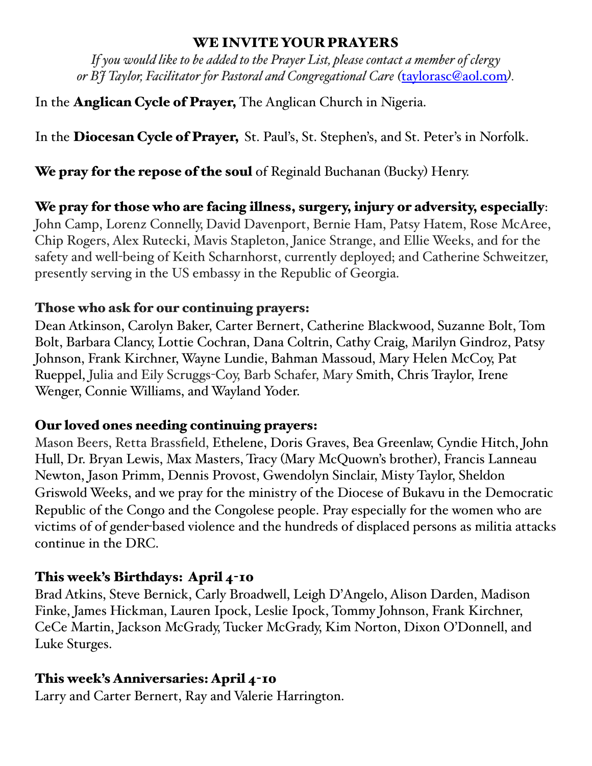## WE INVITE YOUR PRAYERS

*If you would like to be added to the Prayer List, please contact a member of clergy or BJ Taylor, Facilitator for Pastoral and Congregational Care (taylorasc@aol.com).*

In the **Anglican Cycle of Prayer,** The Anglican Church in Nigeria.

In the **Diocesan Cycle of Prayer,** St. Paul's, St. Stephen's, and St. Peter's in Norfolk.

**We pray for the repose of the soul** of Reginald Buchanan (Bucky) Henry.

**We pray for those who are facing illness, surgery, injury or adversity, especially**: John Camp, Lorenz Connelly, David Davenport, Bernie Ham, Patsy Hatem, Rose McAree, Chip Rogers, Alex Rutecki, Mavis Stapleton, Janice Strange, and Ellie Weeks, and for the safety and well-being of Keith Scharnhorst, currently deployed; and Catherine Schweitzer, presently serving in the US embassy in the Republic of Georgia.

### Those who ask for our continuing prayers:

Dean Atkinson, Carolyn Baker, Carter Bernert, Catherine Blackwood, Suzanne Bolt, Tom Bolt, Barbara Clancy, Lottie Cochran, Dana Coltrin, Cathy Craig, Marilyn Gindroz, Patsy Johnson, Frank Kirchner, Wayne Lundie, Bahman Massoud, Mary Helen McCoy, Pat Rueppel, Julia and Eily Scruggs-Coy, Barb Schafer, Mary Smith, Chris Traylor, Irene Wenger, Connie Williams, and Wayland Yoder.

### Our loved ones needing continuing prayers:

Mason Beers, Retta Brassfield, Ethelene, Doris Graves, Bea Greenlaw, Cyndie Hitch, John Hull, Dr. Bryan Lewis, Max Masters, Tracy (Mary McQuown's brother), Francis Lanneau Newton, Jason Primm, Dennis Provost, Gwendolyn Sinclair, Misty Taylor, Sheldon Griswold Weeks, and we pray for the ministry of the Diocese of Bukavu in the Democratic Republic of the Congo and the Congolese people. Pray especially for the women who are victims of of gender-based violence and the hundreds of displaced persons as militia attacks continue in the DRC.

### This week's Birthdays: April 4-10

Brad Atkins, Steve Bernick, Carly Broadwell, Leigh D'Angelo, Alison Darden, Madison Finke, James Hickman, Lauren Ipock, Leslie Ipock, Tommy Johnson, Frank Kirchner, CeCe Martin, Jackson McGrady, Tucker McGrady, Kim Norton, Dixon O'Donnell, and Luke Sturges.

### This week's Anniversaries: April 4-10

Larry and Carter Bernert, Ray and Valerie Harrington.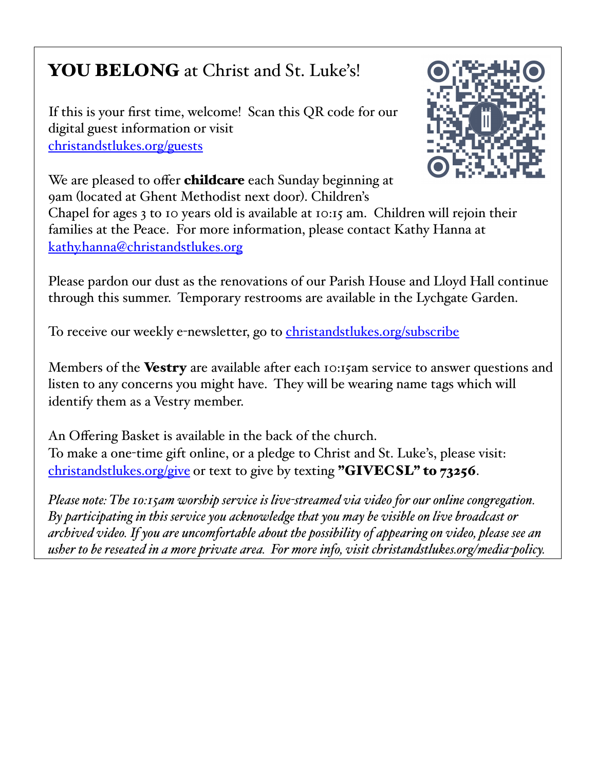# **YOU BELONG** at Christ and St. Luke's!

If this is your first time, welcome! Scan this QR code for our digital guest information or visit christandstlukes.org/guests

We are pleased to offer **childcare** each Sunday beginning at 9am (located at Ghent Methodist next door). Children's Chapel for ages 3 to 10 years old is available at 10:15 am. Children will rejoin their families at the Peace. For more information, please contact Kathy Hanna at kathy.hanna@christandstlukes.org

Please pardon our dust as the renovations of our Parish House and Lloyd Hall continue through this summer. Temporary restrooms are available in the Lychgate Garden.

To receive our weekly e-newsletter, go to christandstlukes.org/subscribe

Members of the **Vestry** are available after each 10:15am service to answer questions and listen to any concerns you might have. They will be wearing name tags which will identify them as a Vestry member.

An Offering Basket is available in the back of the church.
To make a one-time gift online, or a pledge to Christ and St. Luke's, please visit: christandstlukes.org/give or text to give by texting **"GIVECSL" to 73256**.

*Please note: The 10:15am worship service is live-streamed via video for our online congregation. By participating in this service you acknowledge that you may be visible on live broadcast or archived video. If you are uncomfortable about the possibility of appearing on video, please see an usher to be reseated in a more private area. For more info, visit christandstlukes.org/media-policy.*